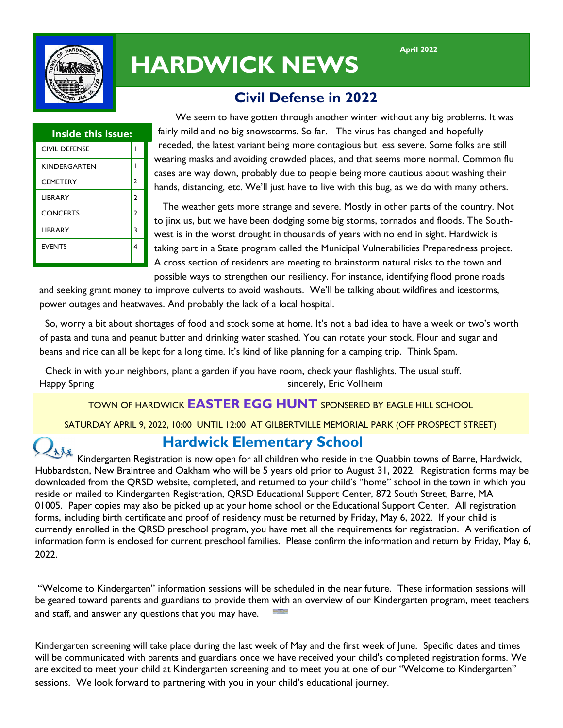# HARDWICK NEWS

April 2022

| Inside this issue: | |
|---|---|
| CIVIL DEFENSE | 1 |
| KINDERGARTEN | 1 |
| CEMETERY | 2 |
| LIBRARY | 2 |
| CONCERTS | 2 |
| LIBRARY | 3 |
| EVENTS | 4 |

## Civil Defense in 2022

We seem to have gotten through another winter without any big problems. It was fairly mild and no big snowstorms. So far. The virus has changed and hopefully receded, the latest variant being more contagious but less severe. Some folks are still wearing masks and avoiding crowded places, and that seems more normal. Common flu cases are way down, probably due to people being more cautious about washing their hands, distancing, etc. We'll just have to live with this bug, as we do with many others.

The weather gets more strange and severe. Mostly in other parts of the country. Not to jinx us, but we have been dodging some big storms, tornados and floods. The Southwest is in the worst drought in thousands of years with no end in sight. Hardwick is taking part in a State program called the Municipal Vulnerabilities Preparedness project. A cross section of residents are meeting to brainstorm natural risks to the town and possible ways to strengthen our resiliency. For instance, identifying flood prone roads and seeking grant money to improve culverts to avoid washouts. We'll be talking about wildfires and icestorms, power outages and heatwaves. And probably the lack of a local hospital.

So, worry a bit about shortages of food and stock some at home. It's not a bad idea to have a week or two's worth of pasta and tuna and peanut butter and drinking water stashed. You can rotate your stock. Flour and sugar and beans and rice can all be kept for a long time. It's kind of like planning for a camping trip. Think Spam.

Check in with your neighbors, plant a garden if you have room, check your flashlights. The usual stuff.

Happy Spring

sincerely, Eric Vollheim

TOWN OF HARDWICK **EASTER EGG HUNT** SPONSERED BY EAGLE HILL SCHOOL

SATURDAY APRIL 9, 2022, 10:00 UNTIL 12:00 AT GILBERTVILLE MEMORIAL PARK (OFF PROSPECT STREET)

## Hardwick Elementary School

Kindergarten Registration is now open for all children who reside in the Quabbin towns of Barre, Hardwick, Hubbardston, New Braintree and Oakham who will be 5 years old prior to August 31, 2022. Registration forms may be downloaded from the QRSD website, completed, and returned to your child's "home" school in the town in which you reside or mailed to Kindergarten Registration, QRSD Educational Support Center, 872 South Street, Barre, MA 01005. Paper copies may also be picked up at your home school or the Educational Support Center. All registration forms, including birth certificate and proof of residency must be returned by Friday, May 6, 2022. If your child is currently enrolled in the QRSD preschool program, you have met all the requirements for registration. A verification of information form is enclosed for current preschool families. Please confirm the information and return by Friday, May 6, 2022.

"Welcome to Kindergarten" information sessions will be scheduled in the near future. These information sessions will be geared toward parents and guardians to provide them with an overview of our Kindergarten program, meet teachers and staff, and answer any questions that you may have.

Kindergarten screening will take place during the last week of May and the first week of June. Specific dates and times will be communicated with parents and guardians once we have received your child's completed registration forms. We are excited to meet your child at Kindergarten screening and to meet you at one of our "Welcome to Kindergarten" sessions. We look forward to partnering with you in your child's educational journey.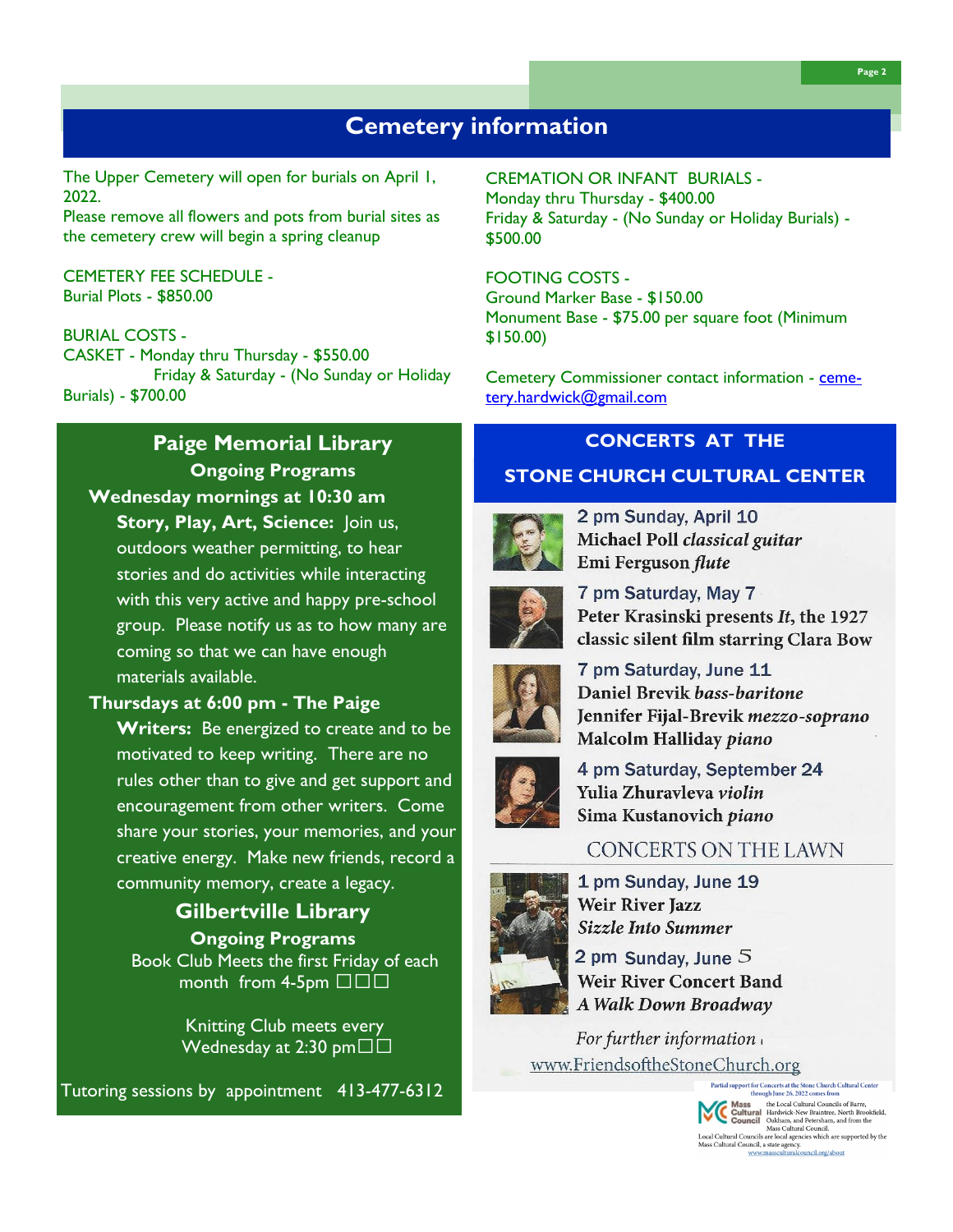# Cemetery information

The Upper Cemetery will open for burials on April 1, 2022.

Please remove all flowers and pots from burial sites as the cemetery crew will begin a spring cleanup

CEMETERY FEE SCHEDULE -
Burial Plots - $850.00

BURIAL COSTS -
CASKET - Monday thru Thursday - $550.00
Friday & Saturday - (No Sunday or Holiday Burials) - $700.00

CREMATION OR INFANT BURIALS -
Monday thru Thursday - $400.00
Friday & Saturday - (No Sunday or Holiday Burials) - $500.00

FOOTING COSTS -
Ground Marker Base - $150.00
Monument Base - $75.00 per square foot (Minimum $150.00)

Cemetery Commissioner contact information - cemetery.hardwick@gmail.com

## Paige Memorial Library

### Ongoing Programs

**Wednesday mornings at 10:30 am**

**Story, Play, Art, Science:** Join us, outdoors weather permitting, to hear stories and do activities while interacting with this very active and happy pre-school group. Please notify us as to how many are coming so that we can have enough materials available.

**Thursdays at 6:00 pm - The Paige Writers:** Be energized to create and to be motivated to keep writing. There are no rules other than to give and get support and encouragement from other writers. Come share your stories, your memories, and your creative energy. Make new friends, record a community memory, create a legacy.

## Gilbertville Library

### Ongoing Programs

Book Club Meets the first Friday of each month from 4-5pm

Knitting Club meets every Wednesday at 2:30 pm

Tutoring sessions by appointment 413-477-6312

## CONCERTS AT THE STONE CHURCH CULTURAL CENTER

2 pm Sunday, April 10
Michael Poll *classical guitar*
Emi Ferguson *flute*

7 pm Saturday, May 7
Peter Krasinski presents *It*, the 1927 classic silent film starring Clara Bow

7 pm Saturday, June 11
Daniel Brevik *bass-baritone*
Jennifer Fijal-Brevik *mezzo-soprano*
Malcolm Halliday *piano*

4 pm Saturday, September 24
Yulia Zhuravleva *violin*
Sima Kustanovich *piano*

### CONCERTS ON THE LAWN

1 pm Sunday, June 19
Weir River Jazz
*Sizzle Into Summer*

2 pm Sunday, June 5
Weir River Concert Band
*A Walk Down Broadway*

*For further information*
www.FriendsoftheStoneChurch.org

Partial support for Concerts at the Stone Church Cultural Center through June 26, 2022 comes from the Local Cultural Councils of Barre, Hardwick-New Braintree, North Brookfield, Oakham, and Petersham, and from the Mass Cultural Council.
Local Cultural Councils are local agencies which are supported by the Mass Cultural Council, a state agency.
www.massculturalcouncil.org/about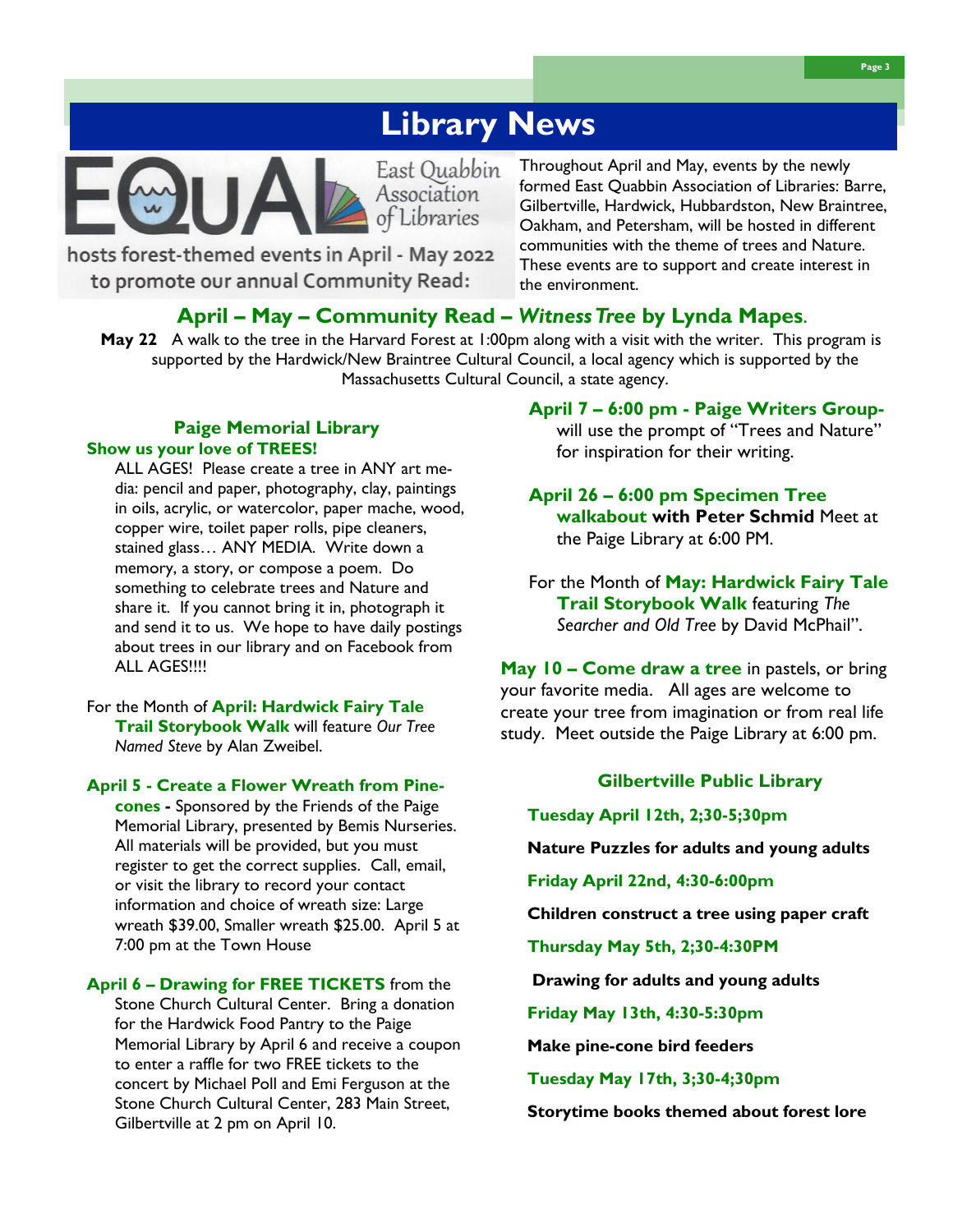# Library News

East Quabbin Association of Libraries

hosts forest-themed events in April - May 2022 to promote our annual Community Read:

Throughout April and May, events by the newly formed East Quabbin Association of Libraries: Barre, Gilbertville, Hardwick, Hubbardston, New Braintree, Oakham, and Petersham, will be hosted in different communities with the theme of trees and Nature. These events are to support and create interest in the environment.

## April – May – Community Read – *Witness Tree* by Lynda Mapes.

**May 22** A walk to the tree in the Harvard Forest at 1:00pm along with a visit with the writer. This program is supported by the Hardwick/New Braintree Cultural Council, a local agency which is supported by the Massachusetts Cultural Council, a state agency.

### Paige Memorial Library

**Show us your love of TREES!**

ALL AGES! Please create a tree in ANY art media: pencil and paper, photography, clay, paintings in oils, acrylic, or watercolor, paper mache, wood, copper wire, toilet paper rolls, pipe cleaners, stained glass… ANY MEDIA. Write down a memory, a story, or compose a poem. Do something to celebrate trees and Nature and share it. If you cannot bring it in, photograph it and send it to us. We hope to have daily postings about trees in our library and on Facebook from ALL AGES!!!!

For the Month of **April: Hardwick Fairy Tale Trail Storybook Walk** will feature *Our Tree Named Steve* by Alan Zweibel.

**April 5 - Create a Flower Wreath from Pinecones -** Sponsored by the Friends of the Paige Memorial Library, presented by Bemis Nurseries. All materials will be provided, but you must register to get the correct supplies. Call, email, or visit the library to record your contact information and choice of wreath size: Large wreath $39.00, Smaller wreath $25.00. April 5 at 7:00 pm at the Town House

**April 6 – Drawing for FREE TICKETS** from the Stone Church Cultural Center. Bring a donation for the Hardwick Food Pantry to the Paige Memorial Library by April 6 and receive a coupon to enter a raffle for two FREE tickets to the concert by Michael Poll and Emi Ferguson at the Stone Church Cultural Center, 283 Main Street, Gilbertville at 2 pm on April 10.

**April 7 – 6:00 pm - Paige Writers Group-** will use the prompt of "Trees and Nature" for inspiration for their writing.

**April 26 – 6:00 pm Specimen Tree walkabout with Peter Schmid** Meet at the Paige Library at 6:00 PM.

For the Month of **May: Hardwick Fairy Tale Trail Storybook Walk** featuring *The Searcher and Old Tree* by David McPhail".

**May 10 – Come draw a tree** in pastels, or bring your favorite media. All ages are welcome to create your tree from imagination or from real life study. Meet outside the Paige Library at 6:00 pm.

### Gilbertville Public Library

**Tuesday April 12th, 2;30-5;30pm**

**Nature Puzzles for adults and young adults**

**Friday April 22nd, 4:30-6:00pm**

**Children construct a tree using paper craft**

**Thursday May 5th, 2;30-4:30PM**

**Drawing for adults and young adults**

**Friday May 13th, 4:30-5:30pm**

**Make pine-cone bird feeders**

**Tuesday May 17th, 3;30-4;30pm**

**Storytime books themed about forest lore**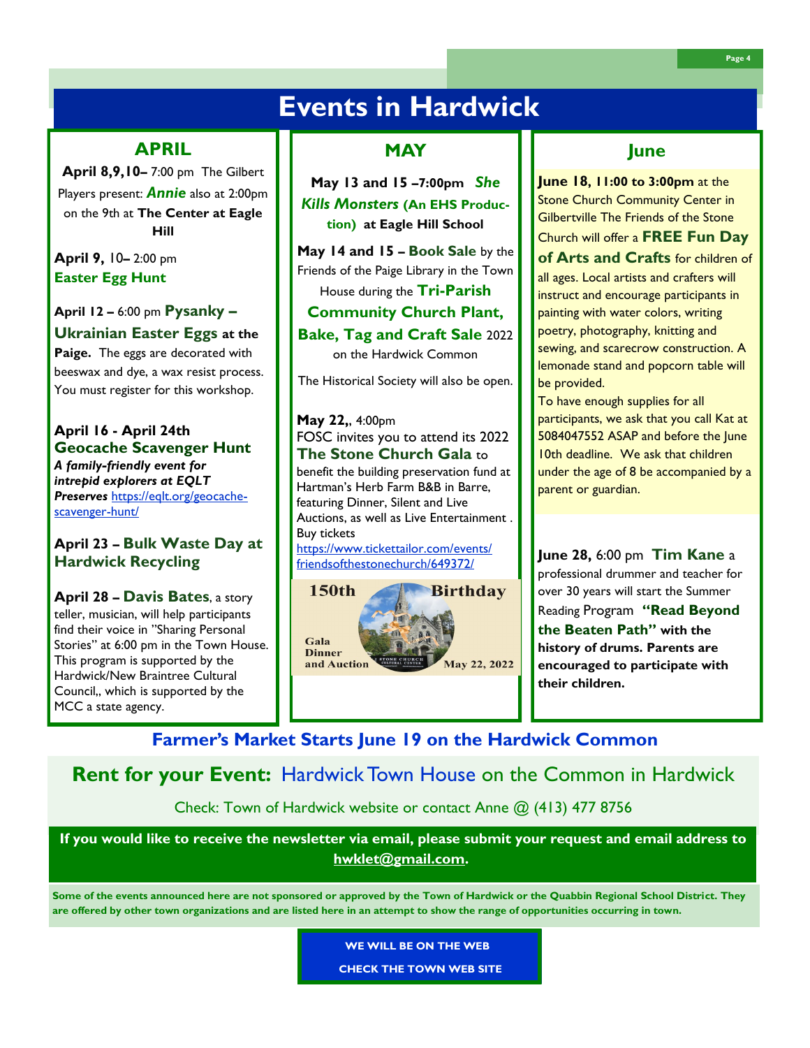# Events in Hardwick

## APRIL

**April 8,9,10–** 7:00 pm The Gilbert Players present: ***Annie*** also at 2:00pm on the 9th at **The Center at Eagle Hill**

**April 9,** 10– 2:00 pm
**Easter Egg Hunt**

**April 12 –** 6:00 pm **Pysanky – Ukrainian Easter Eggs at the Paige.** The eggs are decorated with beeswax and dye, a wax resist process. You must register for this workshop.

**April 16 - April 24th**
**Geocache Scavenger Hunt**
***A family-friendly event for intrepid explorers at EQLT Preserves*** https://eqlt.org/geocache-scavenger-hunt/

**April 23 – Bulk Waste Day at Hardwick Recycling**

**April 28 – Davis Bates**, a story teller, musician, will help participants find their voice in "Sharing Personal Stories" at 6:00 pm in the Town House. This program is supported by the Hardwick/New Braintree Cultural Council,, which is supported by the MCC a state agency.

## MAY

**May 13 and 15 –7:00pm** ***She Kills Monsters*** **(An EHS Production) at Eagle Hill School**

**May 14 and 15 – Book Sale** by the Friends of the Paige Library in the Town House during the **Tri-Parish Community Church Plant, Bake, Tag and Craft Sale** 2022 on the Hardwick Common

The Historical Society will also be open.

**May 22,**, 4:00pm
FOSC invites you to attend its 2022 **The Stone Church Gala** to benefit the building preservation fund at Hartman's Herb Farm B&B in Barre, featuring Dinner, Silent and Live Auctions, as well as Live Entertainment . Buy tickets https://www.tickettailor.com/events/friendsofthestonechurch/649372/

150th Birthday
Gala Dinner and Auction
STONE CHURCH CULTURAL CENTER
May 22, 2022

## June

**June 18, 11:00 to 3:00pm** at the Stone Church Community Center in Gilbertville The Friends of the Stone Church will offer a **FREE Fun Day of Arts and Crafts** for children of all ages. Local artists and crafters will instruct and encourage participants in painting with water colors, writing poetry, photography, knitting and sewing, and scarecrow construction. A lemonade stand and popcorn table will be provided.
To have enough supplies for all participants, we ask that you call Kat at 5084047552 ASAP and before the June 10th deadline. We ask that children under the age of 8 be accompanied by a parent or guardian.

**June 28,** 6:00 pm **Tim Kane** a professional drummer and teacher for over 30 years will start the Summer Reading Program **"Read Beyond the Beaten Path" with the history of drums. Parents are encouraged to participate with their children.**

**Farmer's Market Starts June 19 on the Hardwick Common**

**Rent for your Event:** Hardwick Town House on the Common in Hardwick

Check: Town of Hardwick website or contact Anne @ (413) 477 8756

**If you would like to receive the newsletter via email, please submit your request and email address to hwklet@gmail.com.**

**Some of the events announced here are not sponsored or approved by the Town of Hardwick or the Quabbin Regional School District. They are offered by other town organizations and are listed here in an attempt to show the range of opportunities occurring in town.**

**WE WILL BE ON THE WEB**

**CHECK THE TOWN WEB SITE**